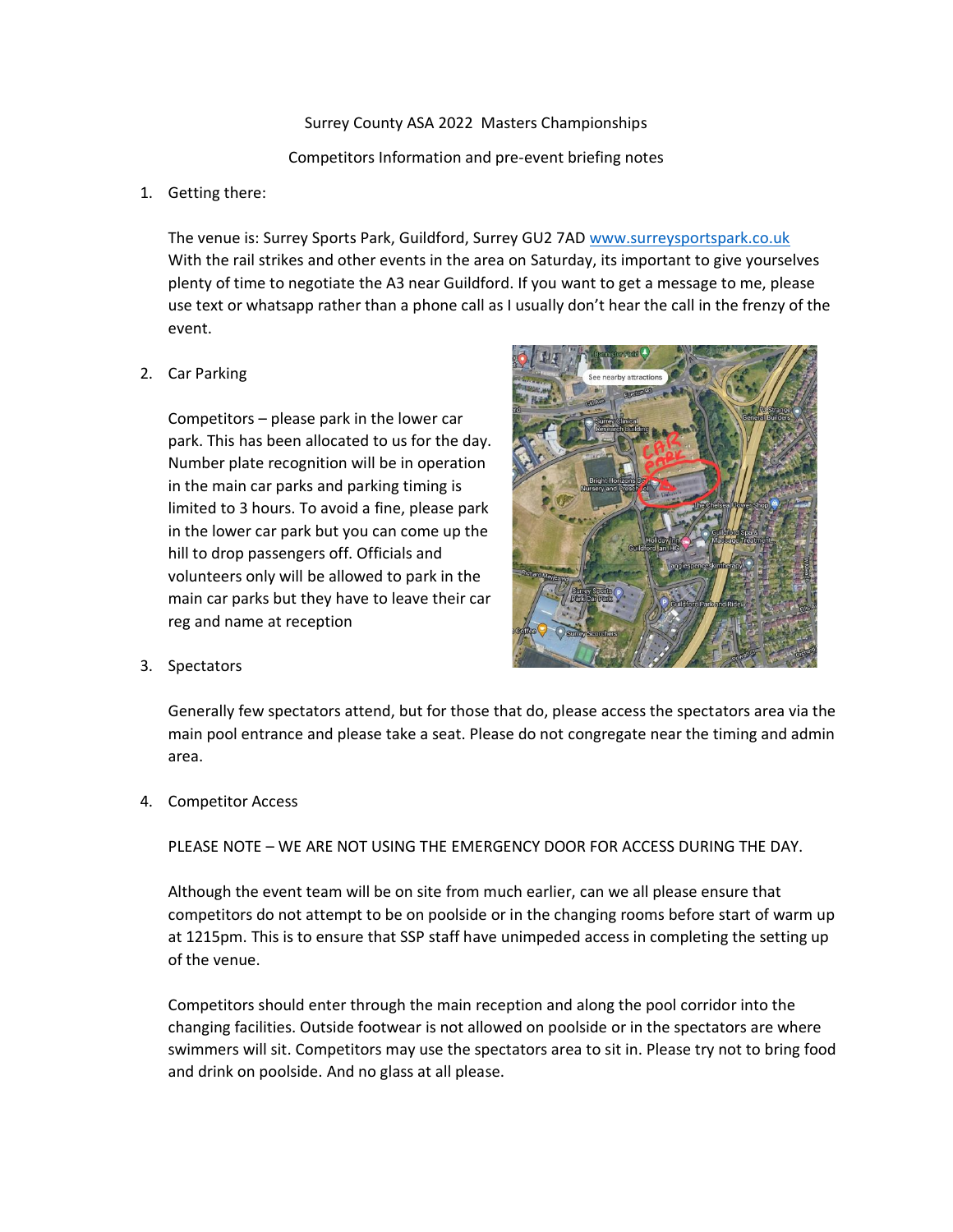Surrey County ASA 2022 Masters Championships

Competitors Information and pre-event briefing notes

1. Getting there:

   The venue is: Surrey Sports Park, Guildford, Surrey GU2 7AD www.surreysportspark.co.uk With the rail strikes and other events in the area on Saturday, its important to give yourselves plenty of time to negotiate the A3 near Guildford. If you want to get a message to me, please use text or whatsapp rather than a phone call as I usually don't hear the call in the frenzy of the event.

2. Car Parking

   Competitors – please park in the lower car park. This has been allocated to us for the day. Number plate recognition will be in operation in the main car parks and parking timing is limited to 3 hours. To avoid a fine, please park in the lower car park but you can come up the hill to drop passengers off. Officials and volunteers only will be allowed to park in the main car parks but they have to leave their car reg and name at reception

3. Spectators

   Generally few spectators attend, but for those that do, please access the spectators area via the main pool entrance and please take a seat. Please do not congregate near the timing and admin area.

4. Competitor Access

   PLEASE NOTE – WE ARE NOT USING THE EMERGENCY DOOR FOR ACCESS DURING THE DAY.

   Although the event team will be on site from much earlier, can we all please ensure that competitors do not attempt to be on poolside or in the changing rooms before start of warm up at 1215pm. This is to ensure that SSP staff have unimpeded access in completing the setting up of the venue.

   Competitors should enter through the main reception and along the pool corridor into the changing facilities. Outside footwear is not allowed on poolside or in the spectators are where swimmers will sit. Competitors may use the spectators area to sit in. Please try not to bring food and drink on poolside. And no glass at all please.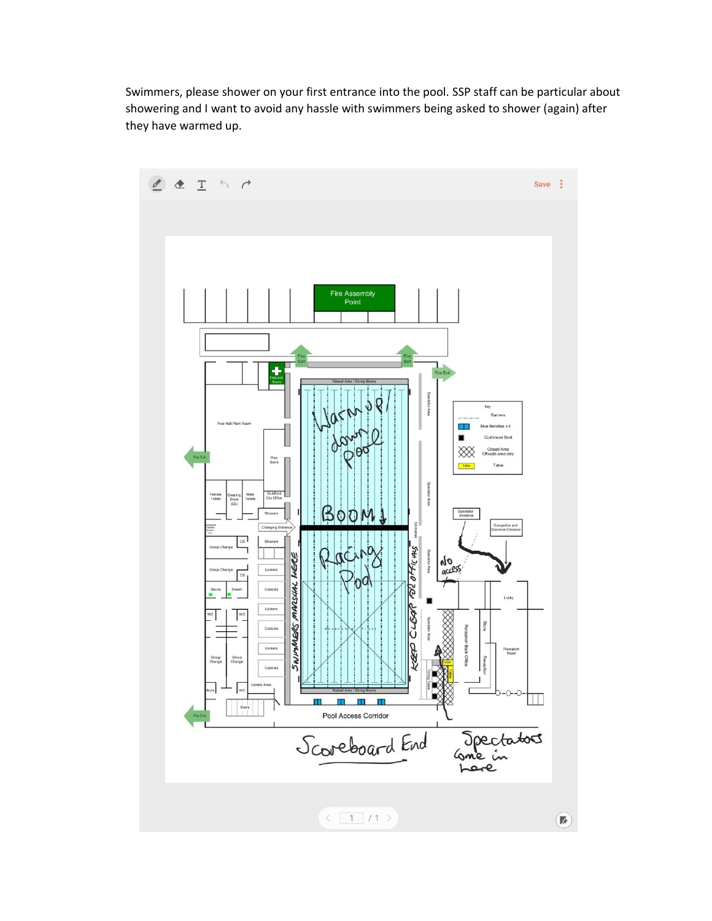Swimmers, please shower on your first entrance into the pool. SSP staff can be particular about showering and I want to avoid any hassle with swimmers being asked to shower (again) after they have warmed up.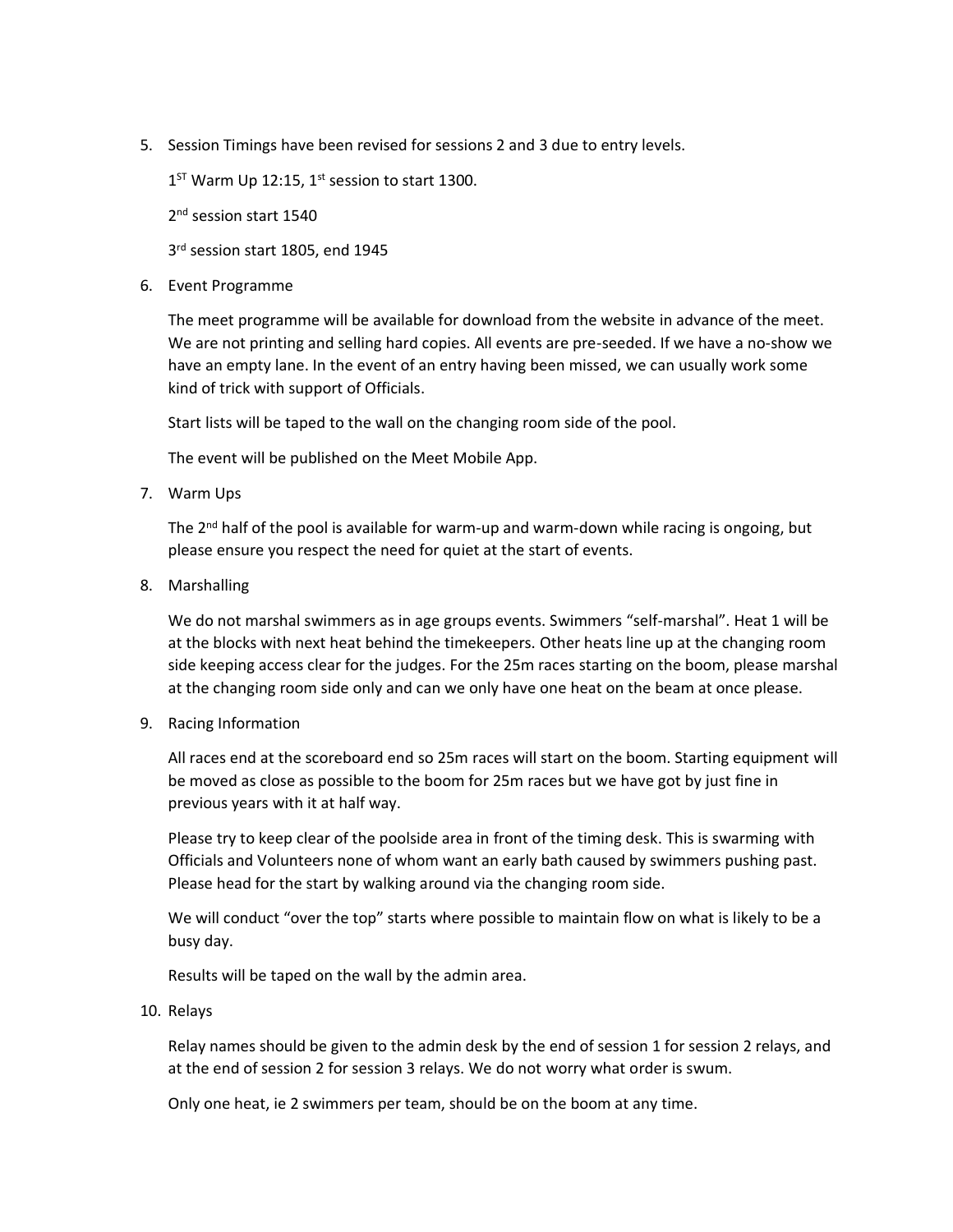5. Session Timings have been revised for sessions 2 and 3 due to entry levels.

   1ST Warm Up 12:15, 1st session to start 1300.

   2nd session start 1540

   3rd session start 1805, end 1945

6. Event Programme

   The meet programme will be available for download from the website in advance of the meet. We are not printing and selling hard copies. All events are pre-seeded. If we have a no-show we have an empty lane. In the event of an entry having been missed, we can usually work some kind of trick with support of Officials.

   Start lists will be taped to the wall on the changing room side of the pool.

   The event will be published on the Meet Mobile App.

7. Warm Ups

   The 2nd half of the pool is available for warm-up and warm-down while racing is ongoing, but please ensure you respect the need for quiet at the start of events.

8. Marshalling

   We do not marshal swimmers as in age groups events. Swimmers "self-marshal". Heat 1 will be at the blocks with next heat behind the timekeepers. Other heats line up at the changing room side keeping access clear for the judges. For the 25m races starting on the boom, please marshal at the changing room side only and can we only have one heat on the beam at once please.

9. Racing Information

   All races end at the scoreboard end so 25m races will start on the boom. Starting equipment will be moved as close as possible to the boom for 25m races but we have got by just fine in previous years with it at half way.

   Please try to keep clear of the poolside area in front of the timing desk. This is swarming with Officials and Volunteers none of whom want an early bath caused by swimmers pushing past. Please head for the start by walking around via the changing room side.

   We will conduct "over the top" starts where possible to maintain flow on what is likely to be a busy day.

   Results will be taped on the wall by the admin area.

10. Relays

    Relay names should be given to the admin desk by the end of session 1 for session 2 relays, and at the end of session 2 for session 3 relays. We do not worry what order is swum.

    Only one heat, ie 2 swimmers per team, should be on the boom at any time.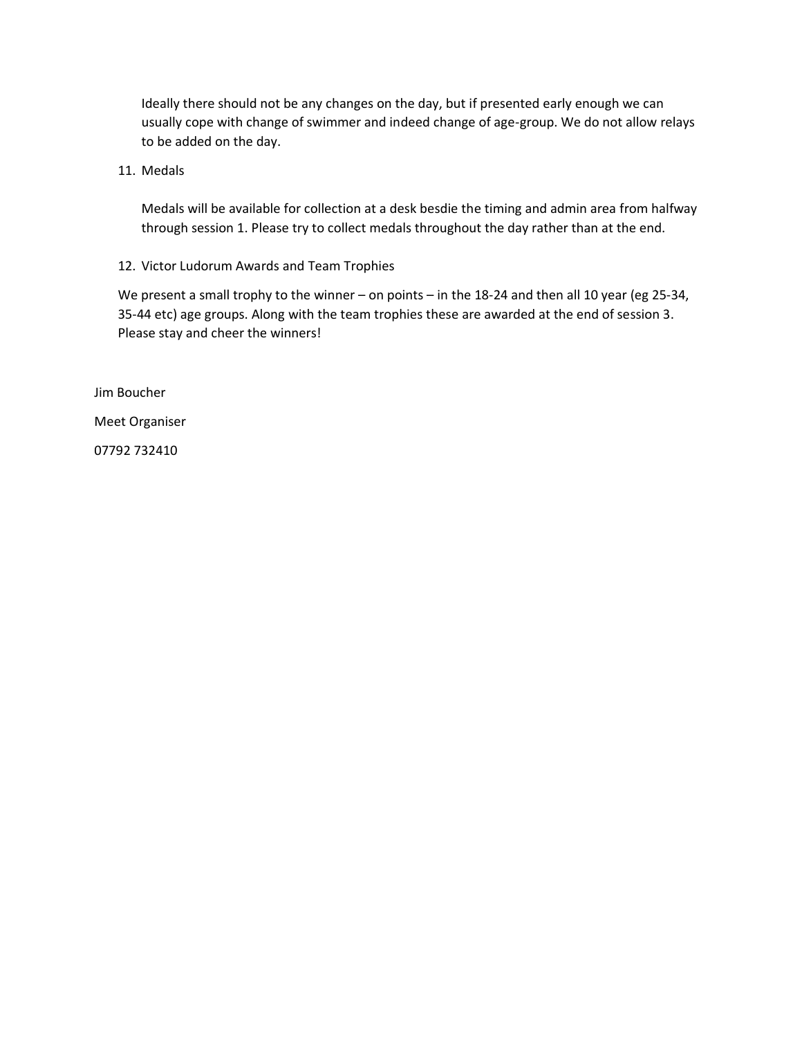Ideally there should not be any changes on the day, but if presented early enough we can usually cope with change of swimmer and indeed change of age-group. We do not allow relays to be added on the day.

11. Medals

    Medals will be available for collection at a desk besdie the timing and admin area from halfway through session 1. Please try to collect medals throughout the day rather than at the end.

12. Victor Ludorum Awards and Team Trophies

We present a small trophy to the winner – on points – in the 18-24 and then all 10 year (eg 25-34, 35-44 etc) age groups. Along with the team trophies these are awarded at the end of session 3. Please stay and cheer the winners!

Jim Boucher

Meet Organiser

07792 732410